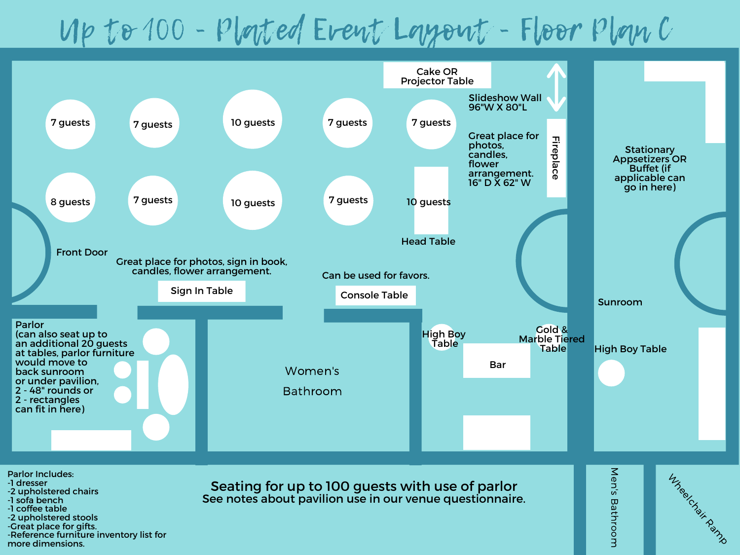# Up to 100 - Plated Event Layout - Floor Plan C

Cake OR Projector Table

Slideshow Wall
96"W X 80"L

7 guests

7 guests

10 guests

7 guests

7 guests

8 guests

7 guests

10 guests

7 guests

10 guests

Head Table

Great place for photos, candles, flower arrangement. 16" D X 62" W

Fireplace

Stationary Appsetizers OR Buffet (if applicable can go in here)

Front Door

Great place for photos, sign in book, candles, flower arrangement.

Sign In Table

Can be used for favors.

Console Table

Sunroom

Parlor
(can also seat up to an additional 20 guests at tables, parlor furniture would move to back sunroom or under pavilion, 2 - 48" rounds or 2 - rectangles can fit in here)

Women's Bathroom

High Boy Table

Bar

Gold & Marble Tiered Table

High Boy Table

Parlor Includes:
- 1 dresser
- 2 upholstered chairs
- 1 sofa bench
- 1 coffee table
- 2 upholstered stools
- Great place for gifts.
- Reference furniture inventory list for more dimensions.

**Seating for up to 100 guests with use of parlor**
See notes about pavilion use in our venue questionnaire.

Men's Bathroom

Wheelchair Ramp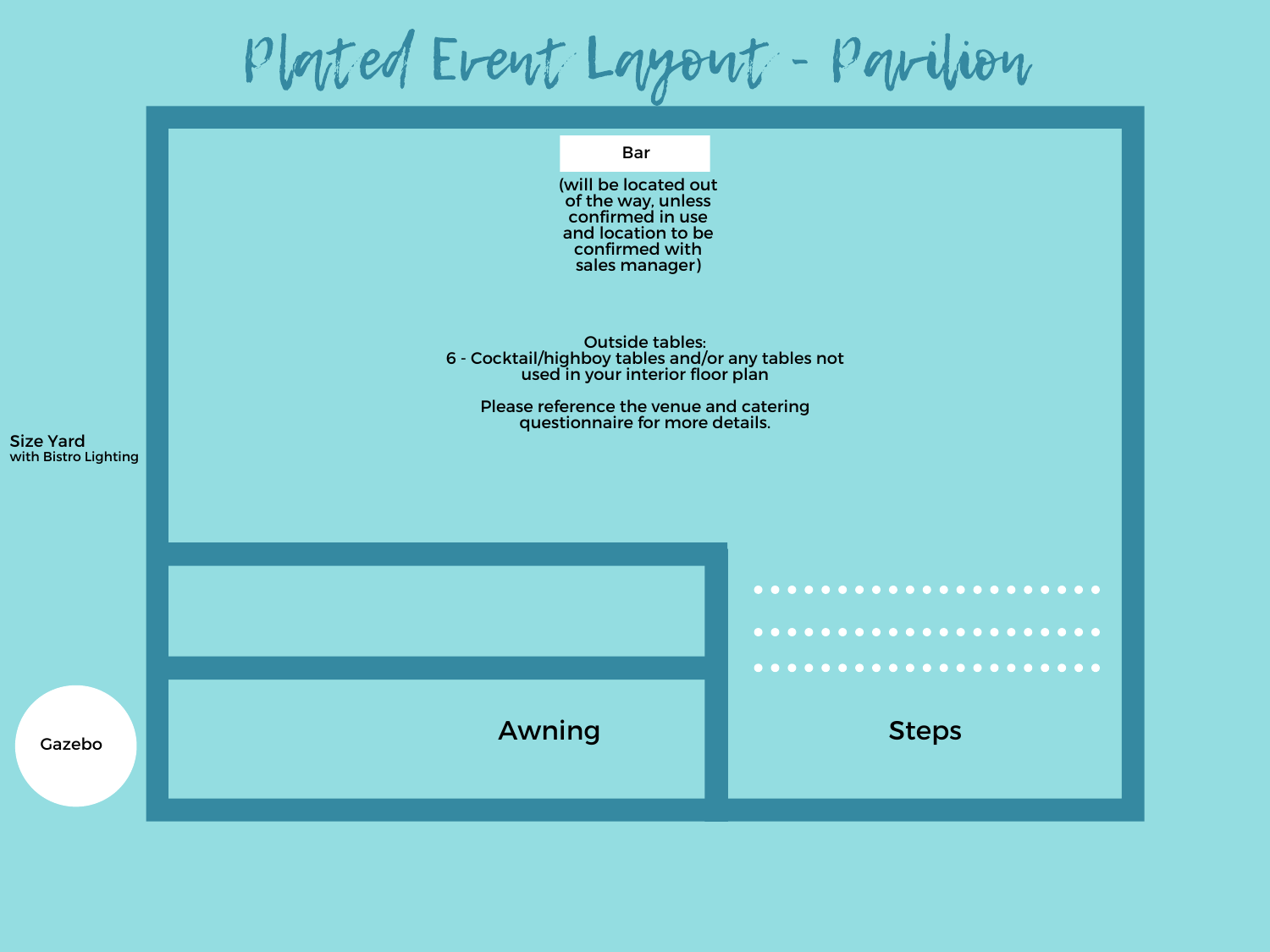# Plated Event Layout - Pavilion

Bar

(will be located out of the way, unless confirmed in use and location to be confirmed with sales manager)

Outside tables:
6 - Cocktail/highboy tables and/or any tables not used in your interior floor plan

Please reference the venue and catering questionnaire for more details.

Size Yard
with Bistro Lighting

Awning

Steps

Gazebo